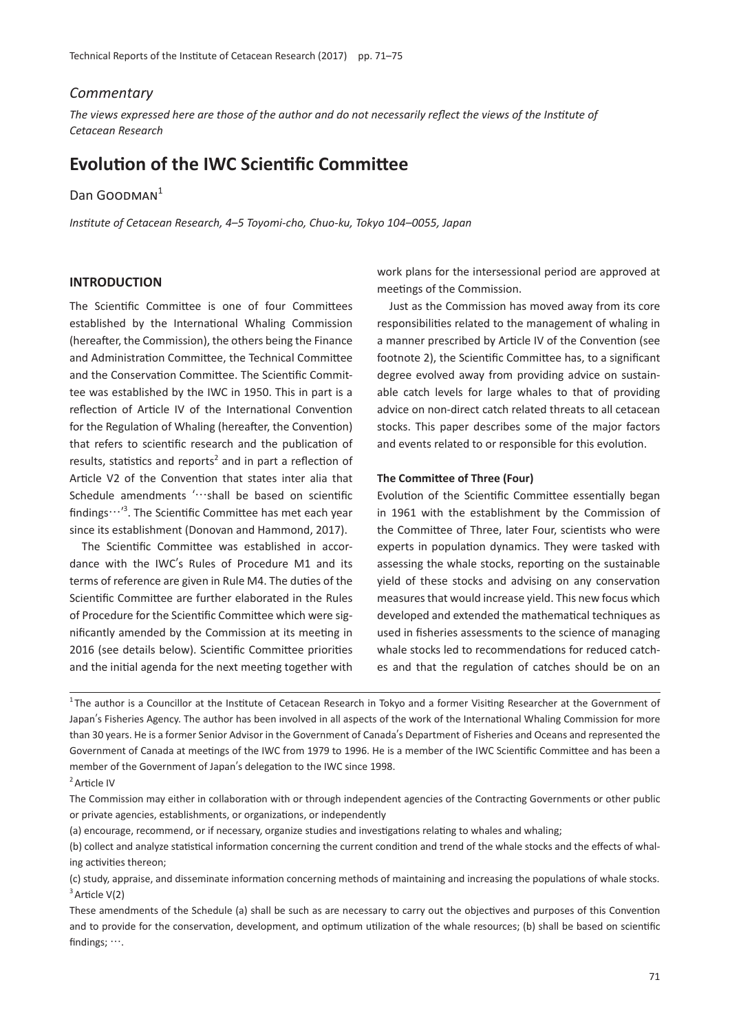*Commentary*

*The views expressed here are those of the author and do not necessarily reflect the views of the Institute of Cetacean Research*

# Evolution of the IWC Scientific Committee

Dan GOODMAN[1]

*Institute of Cetacean Research, 4–5 Toyomi-cho, Chuo-ku, Tokyo 104–0055, Japan*

## INTRODUCTION

The Scientific Committee is one of four Committees established by the International Whaling Commission (hereafter, the Commission), the others being the Finance and Administration Committee, the Technical Committee and the Conservation Committee. The Scientific Committee was established by the IWC in 1950. This in part is a reflection of Article IV of the International Convention for the Regulation of Whaling (hereafter, the Convention) that refers to scientific research and the publication of results, statistics and reports[2] and in part a reflection of Article V2 of the Convention that states inter alia that Schedule amendments '…shall be based on scientific findings…'[3]. The Scientific Committee has met each year since its establishment (Donovan and Hammond, 2017).

The Scientific Committee was established in accordance with the IWC's Rules of Procedure M1 and its terms of reference are given in Rule M4. The duties of the Scientific Committee are further elaborated in the Rules of Procedure for the Scientific Committee which were significantly amended by the Commission at its meeting in 2016 (see details below). Scientific Committee priorities and the initial agenda for the next meeting together with work plans for the intersessional period are approved at meetings of the Commission.

Just as the Commission has moved away from its core responsibilities related to the management of whaling in a manner prescribed by Article IV of the Convention (see footnote 2), the Scientific Committee has, to a significant degree evolved away from providing advice on sustainable catch levels for large whales to that of providing advice on non-direct catch related threats to all cetacean stocks. This paper describes some of the major factors and events related to or responsible for this evolution.

**The Committee of Three (Four)**

Evolution of the Scientific Committee essentially began in 1961 with the establishment by the Commission of the Committee of Three, later Four, scientists who were experts in population dynamics. They were tasked with assessing the whale stocks, reporting on the sustainable yield of these stocks and advising on any conservation measures that would increase yield. This new focus which developed and extended the mathematical techniques as used in fisheries assessments to the science of managing whale stocks led to recommendations for reduced catches and that the regulation of catches should be on an

---

[1] The author is a Councillor at the Institute of Cetacean Research in Tokyo and a former Visiting Researcher at the Government of Japan's Fisheries Agency. The author has been involved in all aspects of the work of the International Whaling Commission for more than 30 years. He is a former Senior Advisor in the Government of Canada's Department of Fisheries and Oceans and represented the Government of Canada at meetings of the IWC from 1979 to 1996. He is a member of the IWC Scientific Committee and has been a member of the Government of Japan's delegation to the IWC since 1998.

[2] Article IV

The Commission may either in collaboration with or through independent agencies of the Contracting Governments or other public or private agencies, establishments, or organizations, or independently

(a) encourage, recommend, or if necessary, organize studies and investigations relating to whales and whaling;

(b) collect and analyze statistical information concerning the current condition and trend of the whale stocks and the effects of whaling activities thereon;

(c) study, appraise, and disseminate information concerning methods of maintaining and increasing the populations of whale stocks.

[3] Article V(2)

These amendments of the Schedule (a) shall be such as are necessary to carry out the objectives and purposes of this Convention and to provide for the conservation, development, and optimum utilization of the whale resources; (b) shall be based on scientific findings; ….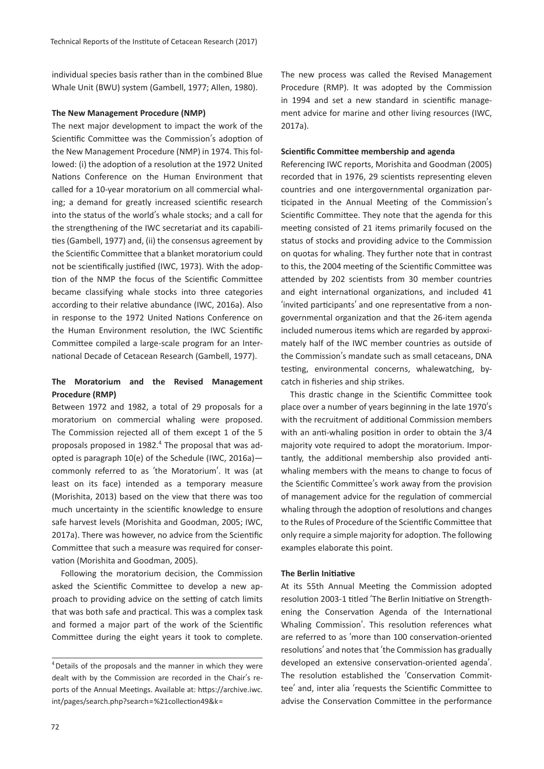individual species basis rather than in the combined Blue Whale Unit (BWU) system (Gambell, 1977; Allen, 1980).

### The New Management Procedure (NMP)

The next major development to impact the work of the Scientific Committee was the Commission's adoption of the New Management Procedure (NMP) in 1974. This followed: (i) the adoption of a resolution at the 1972 United Nations Conference on the Human Environment that called for a 10-year moratorium on all commercial whaling; a demand for greatly increased scientific research into the status of the world's whale stocks; and a call for the strengthening of the IWC secretariat and its capabilities (Gambell, 1977) and, (ii) the consensus agreement by the Scientific Committee that a blanket moratorium could not be scientifically justified (IWC, 1973). With the adoption of the NMP the focus of the Scientific Committee became classifying whale stocks into three categories according to their relative abundance (IWC, 2016a). Also in response to the 1972 United Nations Conference on the Human Environment resolution, the IWC Scientific Committee compiled a large-scale program for an International Decade of Cetacean Research (Gambell, 1977).

### The Moratorium and the Revised Management Procedure (RMP)

Between 1972 and 1982, a total of 29 proposals for a moratorium on commercial whaling were proposed. The Commission rejected all of them except 1 of the 5 proposals proposed in 1982.[4] The proposal that was adopted is paragraph 10(e) of the Schedule (IWC, 2016a)—commonly referred to as 'the Moratorium'. It was (at least on its face) intended as a temporary measure (Morishita, 2013) based on the view that there was too much uncertainty in the scientific knowledge to ensure safe harvest levels (Morishita and Goodman, 2005; IWC, 2017a). There was however, no advice from the Scientific Committee that such a measure was required for conservation (Morishita and Goodman, 2005).

Following the moratorium decision, the Commission asked the Scientific Committee to develop a new approach to providing advice on the setting of catch limits that was both safe and practical. This was a complex task and formed a major part of the work of the Scientific Committee during the eight years it took to complete. The new process was called the Revised Management Procedure (RMP). It was adopted by the Commission in 1994 and set a new standard in scientific management advice for marine and other living resources (IWC, 2017a).

### Scientific Committee membership and agenda

Referencing IWC reports, Morishita and Goodman (2005) recorded that in 1976, 29 scientists representing eleven countries and one intergovernmental organization participated in the Annual Meeting of the Commission's Scientific Committee. They note that the agenda for this meeting consisted of 21 items primarily focused on the status of stocks and providing advice to the Commission on quotas for whaling. They further note that in contrast to this, the 2004 meeting of the Scientific Committee was attended by 202 scientists from 30 member countries and eight international organizations, and included 41 'invited participants' and one representative from a non-governmental organization and that the 26-item agenda included numerous items which are regarded by approximately half of the IWC member countries as outside of the Commission's mandate such as small cetaceans, DNA testing, environmental concerns, whalewatching, by-catch in fisheries and ship strikes.

This drastic change in the Scientific Committee took place over a number of years beginning in the late 1970's with the recruitment of additional Commission members with an anti-whaling position in order to obtain the 3/4 majority vote required to adopt the moratorium. Importantly, the additional membership also provided anti-whaling members with the means to change to focus of the Scientific Committee's work away from the provision of management advice for the regulation of commercial whaling through the adoption of resolutions and changes to the Rules of Procedure of the Scientific Committee that only require a simple majority for adoption. The following examples elaborate this point.

### The Berlin Initiative

At its 55th Annual Meeting the Commission adopted resolution 2003-1 titled 'The Berlin Initiative on Strengthening the Conservation Agenda of the International Whaling Commission'. This resolution references what are referred to as 'more than 100 conservation-oriented resolutions' and notes that 'the Commission has gradually developed an extensive conservation-oriented agenda'. The resolution established the 'Conservation Committee' and, inter alia 'requests the Scientific Committee to advise the Conservation Committee in the performance

[4] Details of the proposals and the manner in which they were dealt with by the Commission are recorded in the Chair's reports of the Annual Meetings. Available at: https://archive.iwc.int/pages/search.php?search=%21collection49&k=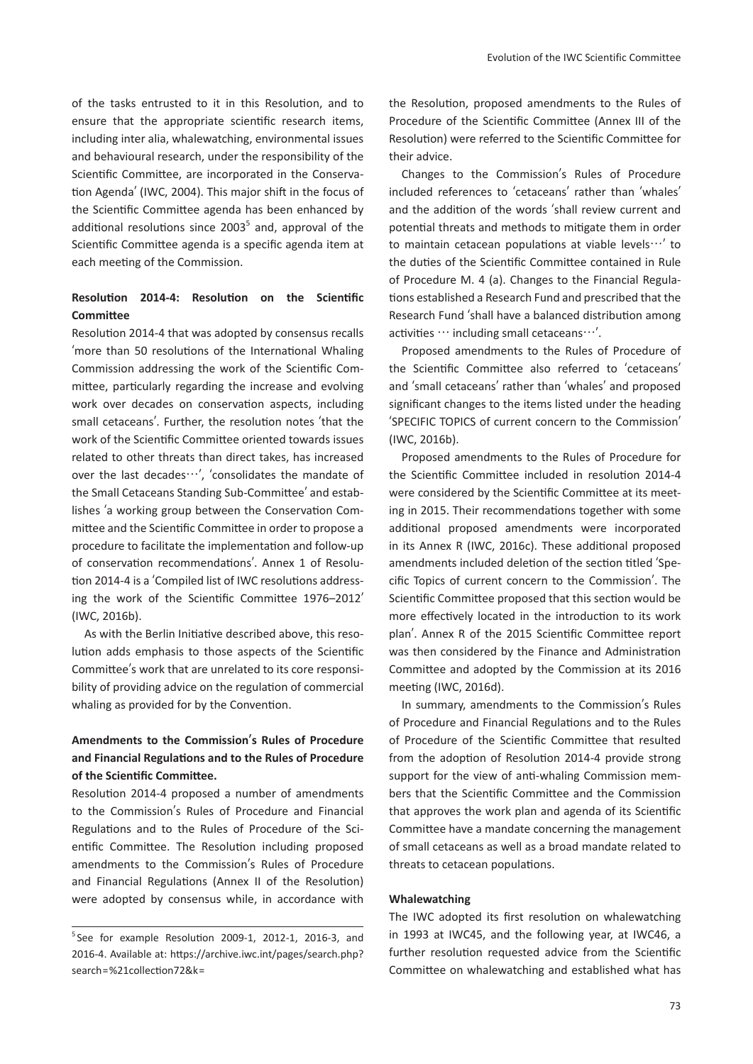of the tasks entrusted to it in this Resolution, and to ensure that the appropriate scientific research items, including inter alia, whalewatching, environmental issues and behavioural research, under the responsibility of the Scientific Committee, are incorporated in the Conservation Agenda' (IWC, 2004). This major shift in the focus of the Scientific Committee agenda has been enhanced by additional resolutions since 2003[5] and, approval of the Scientific Committee agenda is a specific agenda item at each meeting of the Commission.

### Resolution 2014-4: Resolution on the Scientific Committee

Resolution 2014-4 that was adopted by consensus recalls 'more than 50 resolutions of the International Whaling Commission addressing the work of the Scientific Committee, particularly regarding the increase and evolving work over decades on conservation aspects, including small cetaceans'. Further, the resolution notes 'that the work of the Scientific Committee oriented towards issues related to other threats than direct takes, has increased over the last decades…', 'consolidates the mandate of the Small Cetaceans Standing Sub-Committee' and establishes 'a working group between the Conservation Committee and the Scientific Committee in order to propose a procedure to facilitate the implementation and follow-up of conservation recommendations'. Annex 1 of Resolution 2014-4 is a 'Compiled list of IWC resolutions addressing the work of the Scientific Committee 1976–2012' (IWC, 2016b).

As with the Berlin Initiative described above, this resolution adds emphasis to those aspects of the Scientific Committee's work that are unrelated to its core responsibility of providing advice on the regulation of commercial whaling as provided for by the Convention.

### Amendments to the Commission's Rules of Procedure and Financial Regulations and to the Rules of Procedure of the Scientific Committee.

Resolution 2014-4 proposed a number of amendments to the Commission's Rules of Procedure and Financial Regulations and to the Rules of Procedure of the Scientific Committee. The Resolution including proposed amendments to the Commission's Rules of Procedure and Financial Regulations (Annex II of the Resolution) were adopted by consensus while, in accordance with the Resolution, proposed amendments to the Rules of Procedure of the Scientific Committee (Annex III of the Resolution) were referred to the Scientific Committee for their advice.

Changes to the Commission's Rules of Procedure included references to 'cetaceans' rather than 'whales' and the addition of the words 'shall review current and potential threats and methods to mitigate them in order to maintain cetacean populations at viable levels…' to the duties of the Scientific Committee contained in Rule of Procedure M. 4 (a). Changes to the Financial Regulations established a Research Fund and prescribed that the Research Fund 'shall have a balanced distribution among activities … including small cetaceans…'.

Proposed amendments to the Rules of Procedure of the Scientific Committee also referred to 'cetaceans' and 'small cetaceans' rather than 'whales' and proposed significant changes to the items listed under the heading 'SPECIFIC TOPICS of current concern to the Commission' (IWC, 2016b).

Proposed amendments to the Rules of Procedure for the Scientific Committee included in resolution 2014-4 were considered by the Scientific Committee at its meeting in 2015. Their recommendations together with some additional proposed amendments were incorporated in its Annex R (IWC, 2016c). These additional proposed amendments included deletion of the section titled 'Specific Topics of current concern to the Commission'. The Scientific Committee proposed that this section would be more effectively located in the introduction to its work plan'. Annex R of the 2015 Scientific Committee report was then considered by the Finance and Administration Committee and adopted by the Commission at its 2016 meeting (IWC, 2016d).

In summary, amendments to the Commission's Rules of Procedure and Financial Regulations and to the Rules of Procedure of the Scientific Committee that resulted from the adoption of Resolution 2014-4 provide strong support for the view of anti-whaling Commission members that the Scientific Committee and the Commission that approves the work plan and agenda of its Scientific Committee have a mandate concerning the management of small cetaceans as well as a broad mandate related to threats to cetacean populations.

### Whalewatching

The IWC adopted its first resolution on whalewatching in 1993 at IWC45, and the following year, at IWC46, a further resolution requested advice from the Scientific Committee on whalewatching and established what has

[5] See for example Resolution 2009-1, 2012-1, 2016-3, and 2016-4. Available at: https://archive.iwc.int/pages/search.php?search=%21collection72&k=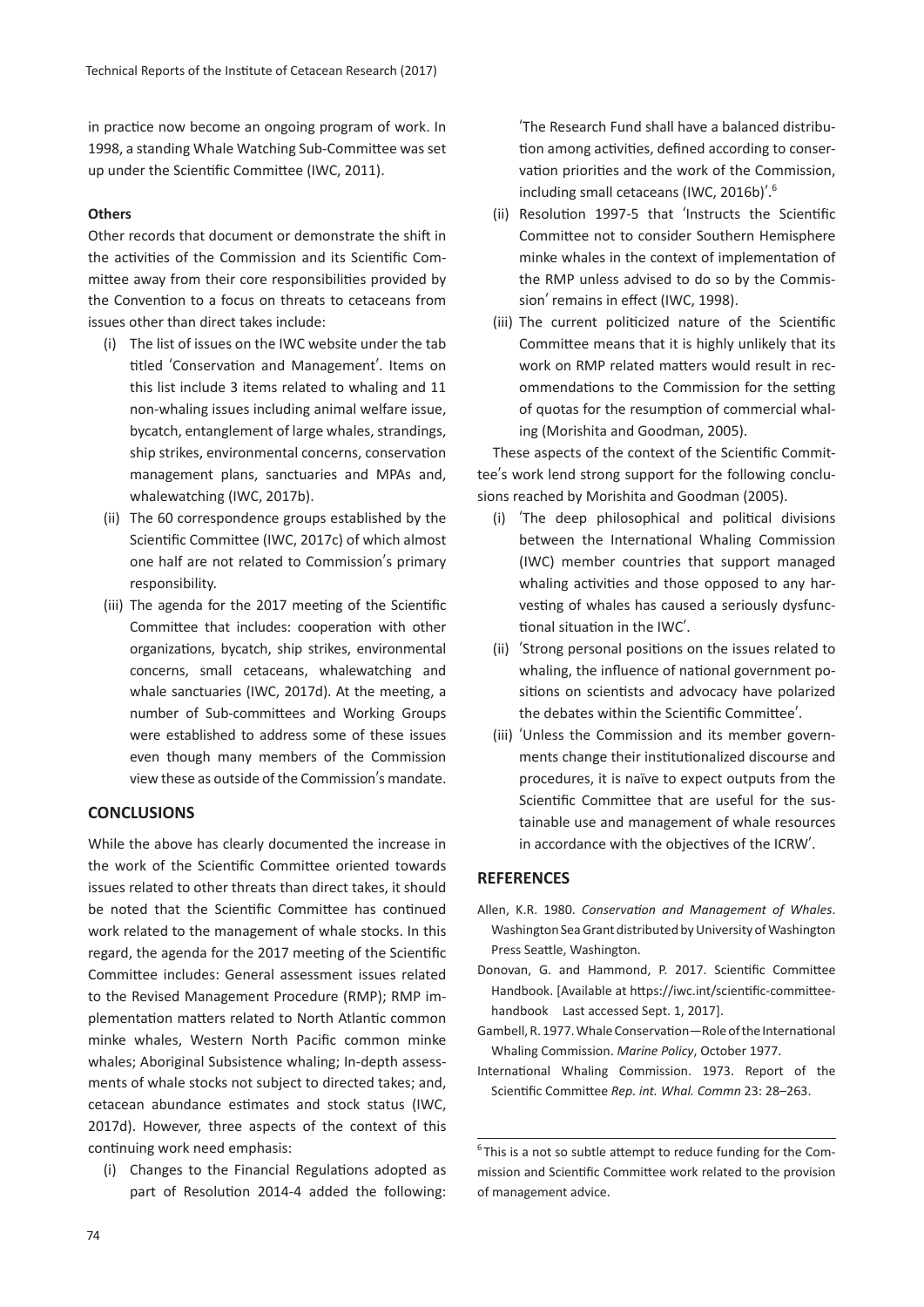in practice now become an ongoing program of work. In 1998, a standing Whale Watching Sub-Committee was set up under the Scientific Committee (IWC, 2011).

**Others**

Other records that document or demonstrate the shift in the activities of the Commission and its Scientific Committee away from their core responsibilities provided by the Convention to a focus on threats to cetaceans from issues other than direct takes include:

(i) The list of issues on the IWC website under the tab titled 'Conservation and Management'. Items on this list include 3 items related to whaling and 11 non-whaling issues including animal welfare issue, bycatch, entanglement of large whales, strandings, ship strikes, environmental concerns, conservation management plans, sanctuaries and MPAs and, whalewatching (IWC, 2017b).

(ii) The 60 correspondence groups established by the Scientific Committee (IWC, 2017c) of which almost one half are not related to Commission's primary responsibility.

(iii) The agenda for the 2017 meeting of the Scientific Committee that includes: cooperation with other organizations, bycatch, ship strikes, environmental concerns, small cetaceans, whalewatching and whale sanctuaries (IWC, 2017d). At the meeting, a number of Sub-committees and Working Groups were established to address some of these issues even though many members of the Commission view these as outside of the Commission's mandate.

## CONCLUSIONS

While the above has clearly documented the increase in the work of the Scientific Committee oriented towards issues related to other threats than direct takes, it should be noted that the Scientific Committee has continued work related to the management of whale stocks. In this regard, the agenda for the 2017 meeting of the Scientific Committee includes: General assessment issues related to the Revised Management Procedure (RMP); RMP implementation matters related to North Atlantic common minke whales, Western North Pacific common minke whales; Aboriginal Subsistence whaling; In-depth assessments of whale stocks not subject to directed takes; and, cetacean abundance estimates and stock status (IWC, 2017d). However, three aspects of the context of this continuing work need emphasis:

(i) Changes to the Financial Regulations adopted as part of Resolution 2014-4 added the following: 'The Research Fund shall have a balanced distribution among activities, defined according to conservation priorities and the work of the Commission, including small cetaceans (IWC, 2016b)'.[6]

(ii) Resolution 1997-5 that 'Instructs the Scientific Committee not to consider Southern Hemisphere minke whales in the context of implementation of the RMP unless advised to do so by the Commission' remains in effect (IWC, 1998).

(iii) The current politicized nature of the Scientific Committee means that it is highly unlikely that its work on RMP related matters would result in recommendations to the Commission for the setting of quotas for the resumption of commercial whaling (Morishita and Goodman, 2005).

These aspects of the context of the Scientific Committee's work lend strong support for the following conclusions reached by Morishita and Goodman (2005).

(i) 'The deep philosophical and political divisions between the International Whaling Commission (IWC) member countries that support managed whaling activities and those opposed to any harvesting of whales has caused a seriously dysfunctional situation in the IWC'.

(ii) 'Strong personal positions on the issues related to whaling, the influence of national government positions on scientists and advocacy have polarized the debates within the Scientific Committee'.

(iii) 'Unless the Commission and its member governments change their institutionalized discourse and procedures, it is naïve to expect outputs from the Scientific Committee that are useful for the sustainable use and management of whale resources in accordance with the objectives of the ICRW'.

## REFERENCES

Allen, K.R. 1980. *Conservation and Management of Whales*. Washington Sea Grant distributed by University of Washington Press Seattle, Washington.

Donovan, G. and Hammond, P. 2017. Scientific Committee Handbook. [Available at https://iwc.int/scientific-committee-handbook Last accessed Sept. 1, 2017].

Gambell, R. 1977. Whale Conservation—Role of the International Whaling Commission. *Marine Policy*, October 1977.

International Whaling Commission. 1973. Report of the Scientific Committee *Rep. int. Whal. Commn* 23: 28–263.

[6] This is a not so subtle attempt to reduce funding for the Commission and Scientific Committee work related to the provision of management advice.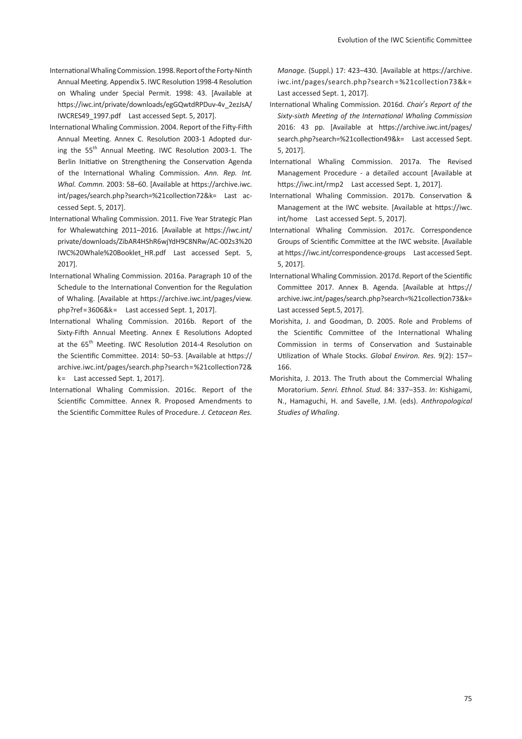International Whaling Commission. 1998. Report of the Forty-Ninth Annual Meeting. Appendix 5. IWC Resolution 1998-4 Resolution on Whaling under Special Permit. 1998: 43. [Available at https://iwc.int/private/downloads/egGQwtdRPDuv-4v_2ezJsA/IWCRES49_1997.pdf Last accessed Sept. 5, 2017].

International Whaling Commission. 2004. Report of the Fifty-Fifth Annual Meeting. Annex C. Resolution 2003-1 Adopted during the 55th Annual Meeting. IWC Resolution 2003-1. The Berlin Initiative on Strengthening the Conservation Agenda of the International Whaling Commission. *Ann. Rep. Int. Whal. Commn.* 2003: 58–60. [Available at https://archive.iwc.int/pages/search.php?search=%21collection72&k= Last accessed Sept. 5, 2017].

International Whaling Commission. 2011. Five Year Strategic Plan for Whalewatching 2011–2016. [Available at https://iwc.int/private/downloads/ZibAR4HShR6wjYdH9C8NRw/AC-002s3%20IWC%20Whale%20Booklet_HR.pdf Last accessed Sept. 5, 2017].

International Whaling Commission. 2016a. Paragraph 10 of the Schedule to the International Convention for the Regulation of Whaling. [Available at https://archive.iwc.int/pages/view.php?ref=3606&k= Last accessed Sept. 1, 2017].

International Whaling Commission. 2016b. Report of the Sixty-Fifth Annual Meeting. Annex E Resolutions Adopted at the 65th Meeting. IWC Resolution 2014-4 Resolution on the Scientific Committee. 2014: 50–53. [Available at https://archive.iwc.int/pages/search.php?search=%21collection72&k= Last accessed Sept. 1, 2017].

International Whaling Commission. 2016c. Report of the Scientific Committee. Annex R. Proposed Amendments to the Scientific Committee Rules of Procedure. *J. Cetacean Res. Manage.* (Suppl.) 17: 423–430. [Available at https://archive.iwc.int/pages/search.php?search=%21collection73&k= Last accessed Sept. 1, 2017].

International Whaling Commission. 2016d. *Chair's Report of the Sixty-sixth Meeting of the International Whaling Commission* 2016: 43 pp. [Available at https://archive.iwc.int/pages/search.php?search=%21collection49&k= Last accessed Sept. 5, 2017].

International Whaling Commission. 2017a. The Revised Management Procedure - a detailed account [Available at https://iwc.int/rmp2 Last accessed Sept. 1, 2017].

International Whaling Commission. 2017b. Conservation & Management at the IWC website. [Available at https://iwc.int/home Last accessed Sept. 5, 2017].

International Whaling Commission. 2017c. Correspondence Groups of Scientific Committee at the IWC website. [Available at https://iwc.int/correspondence-groups Last accessed Sept. 5, 2017].

International Whaling Commission. 2017d. Report of the Scientific Committee 2017. Annex B. Agenda. [Available at https://archive.iwc.int/pages/search.php?search=%21collection73&k= Last accessed Sept.5, 2017].

Morishita, J. and Goodman, D. 2005. Role and Problems of the Scientific Committee of the International Whaling Commission in terms of Conservation and Sustainable Utilization of Whale Stocks. *Global Environ. Res.* 9(2): 157–166.

Morishita, J. 2013. The Truth about the Commercial Whaling Moratorium. *Senri. Ethnol. Stud.* 84: 337–353. *In*: Kishigami, N., Hamaguchi, H. and Savelle, J.M. (eds). *Anthropological Studies of Whaling*.